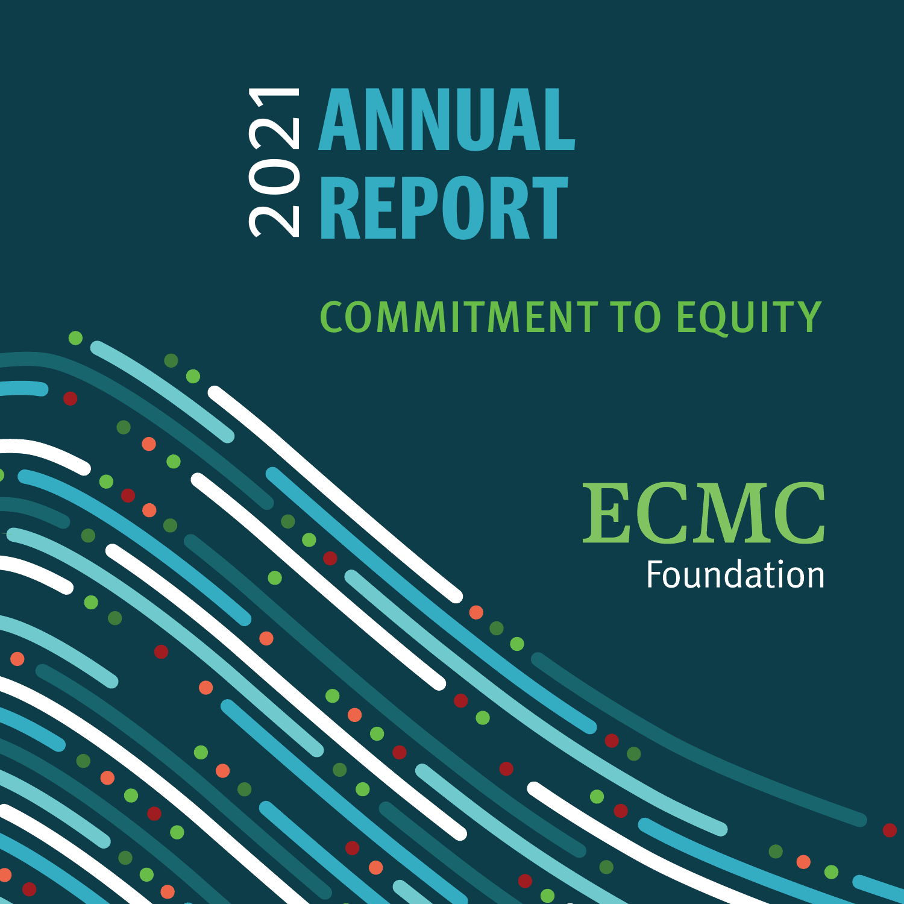# 2021 ANNUAL REPORT

## COMMITMENT TO EQUITY

ECMC Foundation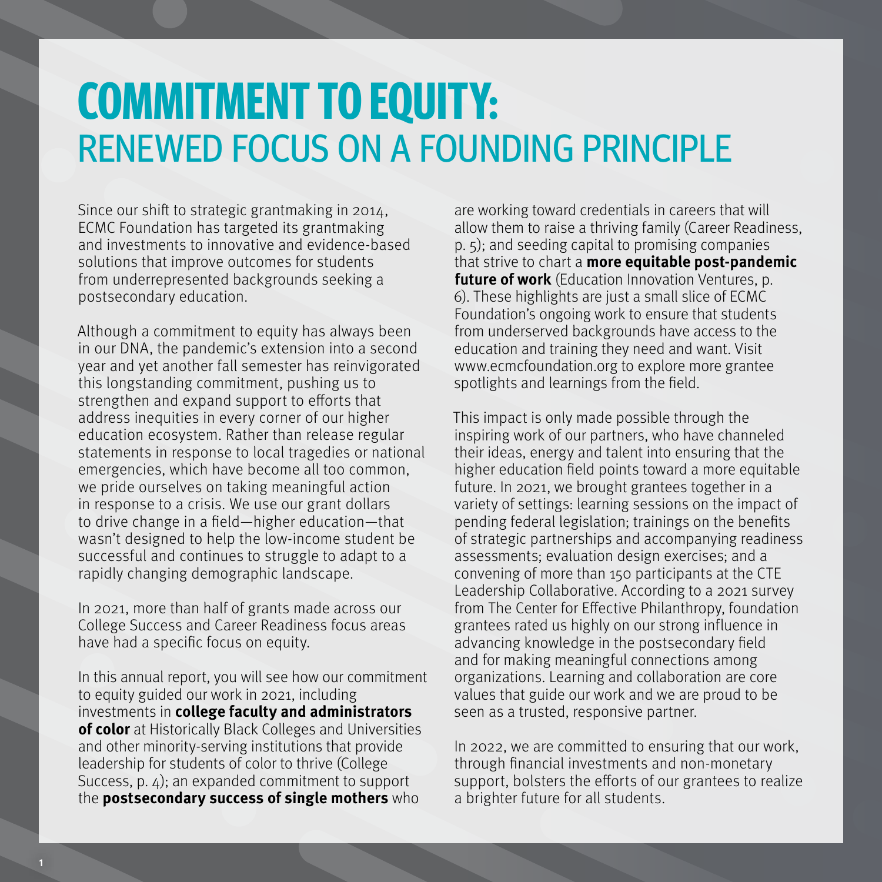# COMMITMENT TO EQUITY:
## RENEWED FOCUS ON A FOUNDING PRINCIPLE

Since our shift to strategic grantmaking in 2014, ECMC Foundation has targeted its grantmaking and investments to innovative and evidence-based solutions that improve outcomes for students from underrepresented backgrounds seeking a postsecondary education.

Although a commitment to equity has always been in our DNA, the pandemic's extension into a second year and yet another fall semester has reinvigorated this longstanding commitment, pushing us to strengthen and expand support to efforts that address inequities in every corner of our higher education ecosystem. Rather than release regular statements in response to local tragedies or national emergencies, which have become all too common, we pride ourselves on taking meaningful action in response to a crisis. We use our grant dollars to drive change in a field—higher education—that wasn't designed to help the low-income student be successful and continues to struggle to adapt to a rapidly changing demographic landscape.

In 2021, more than half of grants made across our College Success and Career Readiness focus areas have had a specific focus on equity.

In this annual report, you will see how our commitment to equity guided our work in 2021, including investments in **college faculty and administrators of color** at Historically Black Colleges and Universities and other minority-serving institutions that provide leadership for students of color to thrive (College Success, p. 4); an expanded commitment to support the **postsecondary success of single mothers** who are working toward credentials in careers that will allow them to raise a thriving family (Career Readiness, p. 5); and seeding capital to promising companies that strive to chart a **more equitable post-pandemic future of work** (Education Innovation Ventures, p. 6). These highlights are just a small slice of ECMC Foundation's ongoing work to ensure that students from underserved backgrounds have access to the education and training they need and want. Visit www.ecmcfoundation.org to explore more grantee spotlights and learnings from the field.

This impact is only made possible through the inspiring work of our partners, who have channeled their ideas, energy and talent into ensuring that the higher education field points toward a more equitable future. In 2021, we brought grantees together in a variety of settings: learning sessions on the impact of pending federal legislation; trainings on the benefits of strategic partnerships and accompanying readiness assessments; evaluation design exercises; and a convening of more than 150 participants at the CTE Leadership Collaborative. According to a 2021 survey from The Center for Effective Philanthropy, foundation grantees rated us highly on our strong influence in advancing knowledge in the postsecondary field and for making meaningful connections among organizations. Learning and collaboration are core values that guide our work and we are proud to be seen as a trusted, responsive partner.

In 2022, we are committed to ensuring that our work, through financial investments and non-monetary support, bolsters the efforts of our grantees to realize a brighter future for all students.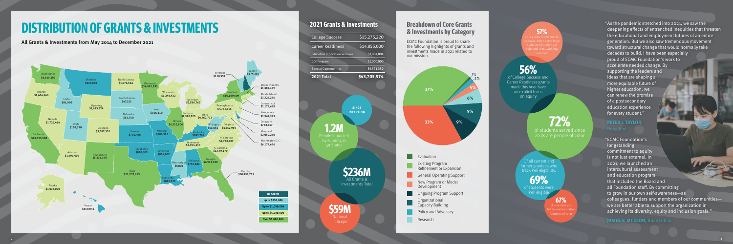# DISTRIBUTION OF GRANTS & INVESTMENTS

All Grants & Investments from May 2014 to December 2021

| State | Amount |
|---|---|
| Washington | $6,165,202 |
| Oregon | $1,404,449 |
| California | $28,533,990 |
| Nevada | $1,725,414 |
| Idaho | $81,990 |
| Montana | $625,000 |
| Wyoming | $1,613,524 |
| Utah | $103,510 |
| Arizona | $1,593,404 |
| Colorado | $3,082,351 |
| New Mexico | $5,334,348 |
| North Dakota | $1,076,536 |
| South Dakota | $47,321 |
| Nebraska | $53,750 |
| Kansas | $701,484 |
| Oklahoma | $810,683 |
| Texas | $11,237,615 |
| Minnesota | $24,891,292 |
| Iowa | $106,110 |
| Missouri | $689,325 |
| Arkansas | $814,852 |
| Louisiana | $812,535 |
| Wisconsin | $1,248,452 |
| Illinois | $6,522,806 |
| Mississippi | $5,000 |
| Michigan | $2,586,765 |
| Indiana | $1,370,725 |
| Ohio | $4,762,773 |
| Kentucky | $585,749 |
| Tennessee | $1,964,457 |
| Alabama | $747,682 |
| Georgia | $6,935,398 |
| Florida | $10,899,739 |
| S. Carolina | $3,549,179 |
| N. Carolina | $2,780,407 |
| Virginia | $4,252,959 |
| W. Virginia | $63,841 |
| Pennsylvania | $4,784,855 |
| New York | $10,189,609 |
| Vermont | $118,357 |
| Maine | $174,350 |
| Massachusetts | $5,483,189 |
| Rhode Island | $3,327,274 |
| Connecticut | $1,178,638 |
| New Jersey | $1,962,393 |
| Delaware | $788,567 |
| Maryland | $2,050,260 |
| Washington D.C. | $6,174,656 |
| Alaska | $1,035,000 |
| Hawaii | $559,044 |

Legend: No Grants; Up to $250,000; Up to $1,000,000; Up to $5,000,000; Over $5,000,000

## 2021 Grants & Investments

| Category | Amount |
|---|---|
| College Success | $15,275,220 |
| Career Readiness | $14,855,000 |
| Education Innovation Ventures | $3,004,004 |
| GO! Program | $1,000,000 |
| Special Opportunities | $9,571,350 |
| **2021 Total** | **$43,705,574** |

**SINCE INCEPTION**

**1.2M** People Impacted by Funding in 49 States

**$236M** All Grants & Investments Total

**$59M** National in Scope

## Breakdown of Core Grants & Investments by Category

ECMC Foundation is proud to share the following highlights of grants and investments made in 2021 related to our mission.

- Evaluation: 1%
- Existing Program Refinement or Expansion: 37%
- General Operating Support: 33%
- New Program or Model Development: 4%
- Ongoing Program Support: 9%
- Organizational Capacity Building: 9%
- Policy and Advocacy: .2%
- Research: 6%

**57%** core grants to community colleges, which serve large numbers of students of color and those with low incomes

**56%** of College Success and Career Readiness grants made this year have an explicit focus on equity

**72%** of students served since 2018 are people of color

Of all current and former grantees who track Pell eligibility, **69%** of students were Pell eligible

**67%** of investees are led by women and/or founders of color

"As the pandemic stretched into 2021, we saw the deepening effects of entrenched inequities that threaten the educational and employment futures of an entire generation. But we also saw tremendous movement toward structural change that would normally take decades to build. I have been especially proud of ECMC Foundation's work to accelerate needed change. By supporting the leaders and ideas that are shaping a more equitable future of higher education, we can renew the promise of a postsecondary education experience for every student."

**PETER J. TAYLOR**, President

"ECMC Foundation's longstanding commitment to equity is not just external. In 2021, we launched an intercultural assessment and education program that included the Board and all Foundation staff. By committing to grow in our own self-awareness—as colleagues, funders and members of our communities—we are better able to support the organization in achieving its diversity, equity and inclusion goals."

**JAMES V. MCKEON**, Board Chair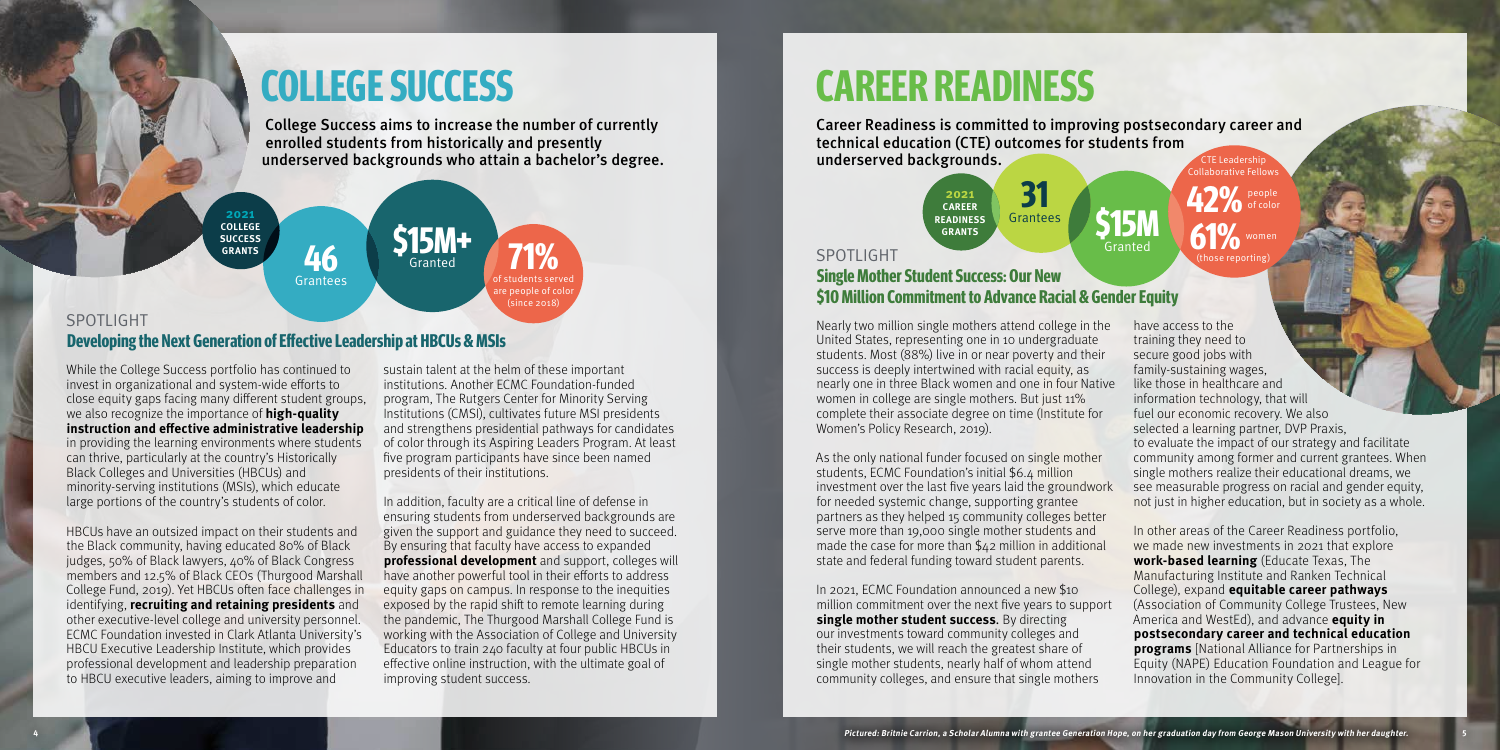# COLLEGE SUCCESS

College Success aims to increase the number of currently enrolled students from historically and presently underserved backgrounds who attain a bachelor's degree.

**2021 COLLEGE SUCCESS GRANTS**

**46** Grantees

**$15M+** Granted

**71%** of students served are people of color (since 2018)

## SPOTLIGHT

### Developing the Next Generation of Effective Leadership at HBCUs & MSIs

While the College Success portfolio has continued to invest in organizational and system-wide efforts to close equity gaps facing many different student groups, we also recognize the importance of **high-quality instruction and effective administrative leadership** in providing the learning environments where students can thrive, particularly at the country's Historically Black Colleges and Universities (HBCUs) and minority-serving institutions (MSIs), which educate large portions of the country's students of color.

HBCUs have an outsized impact on their students and the Black community, having educated 80% of Black judges, 50% of Black lawyers, 40% of Black Congress members and 12.5% of Black CEOs (Thurgood Marshall College Fund, 2019). Yet HBCUs often face challenges in identifying, **recruiting and retaining presidents** and other executive-level college and university personnel. ECMC Foundation invested in Clark Atlanta University's HBCU Executive Leadership Institute, which provides professional development and leadership preparation to HBCU executive leaders, aiming to improve and sustain talent at the helm of these important institutions. Another ECMC Foundation-funded program, The Rutgers Center for Minority Serving Institutions (CMSI), cultivates future MSI presidents and strengthens presidential pathways for candidates of color through its Aspiring Leaders Program. At least five program participants have since been named presidents of their institutions.

In addition, faculty are a critical line of defense in ensuring students from underserved backgrounds are given the support and guidance they need to succeed. By ensuring that faculty have access to expanded **professional development** and support, colleges will have another powerful tool in their efforts to address equity gaps on campus. In response to the inequities exposed by the rapid shift to remote learning during the pandemic, The Thurgood Marshall College Fund is working with the Association of College and University Educators to train 240 faculty at four public HBCUs in effective online instruction, with the ultimate goal of improving student success.

# CAREER READINESS

Career Readiness is committed to improving postsecondary career and technical education (CTE) outcomes for students from underserved backgrounds.

**2021 CAREER READINESS GRANTS**

**31** Grantees

**$15M** Granted

CTE Leadership Collaborative Fellows

**42%** people of color

**61%** women

(those reporting)

## SPOTLIGHT

### Single Mother Student Success: Our New $10 Million Commitment to Advance Racial & Gender Equity

Nearly two million single mothers attend college in the United States, representing one in 10 undergraduate students. Most (88%) live in or near poverty and their success is deeply intertwined with racial equity, as nearly one in three Black women and one in four Native women in college are single mothers. But just 11% complete their associate degree on time (Institute for Women's Policy Research, 2019).

As the only national funder focused on single mother students, ECMC Foundation's initial $6.4 million investment over the last five years laid the groundwork for needed systemic change, supporting grantee partners as they helped 15 community colleges better serve more than 19,000 single mother students and made the case for more than $42 million in additional state and federal funding toward student parents.

In 2021, ECMC Foundation announced a new $10 million commitment over the next five years to support **single mother student success**. By directing our investments toward community colleges and their students, we will reach the greatest share of single mother students, nearly half of whom attend community colleges, and ensure that single mothers have access to the training they need to secure good jobs with family-sustaining wages, like those in healthcare and information technology, that will fuel our economic recovery. We also selected a learning partner, DVP Praxis, to evaluate the impact of our strategy and facilitate community among former and current grantees. When single mothers realize their educational dreams, we see measurable progress on racial and gender equity, not just in higher education, but in society as a whole.

In other areas of the Career Readiness portfolio, we made new investments in 2021 that explore **work-based learning** (Educate Texas, The Manufacturing Institute and Ranken Technical College), expand **equitable career pathways** (Association of Community College Trustees, New America and WestEd), and advance **equity in postsecondary career and technical education programs** [National Alliance for Partnerships in Equity (NAPE) Education Foundation and League for Innovation in the Community College].

*Pictured: Britnie Carrion, a Scholar Alumna with grantee Generation Hope, on her graduation day from George Mason University with her daughter.*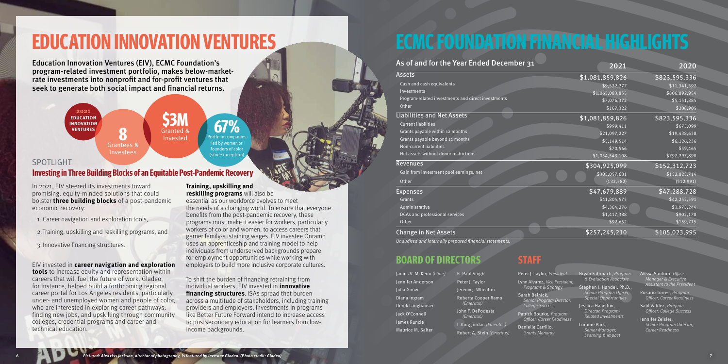# EDUCATION INNOVATION VENTURES

Education Innovation Ventures (EIV), ECMC Foundation's program-related investment portfolio, makes below-market-rate investments into nonprofit and for-profit ventures that seek to generate both social impact and financial returns.

**2021 EDUCATION INNOVATION VENTURES**

**8** Grantees & Investees

**$3M** Granted & Invested

**67%** Portfolio companies led by women or founders of color (since inception)

## SPOTLIGHT

### Investing in Three Building Blocks of an Equitable Post-Pandemic Recovery

In 2021, EIV steered its investments toward promising, equity-minded solutions that could bolster **three building blocks** of a post-pandemic economic recovery:

1. Career navigation and exploration tools,
2. Training, upskilling and reskilling programs, and
3. Innovative financing structures.

EIV invested in **career navigation and exploration tools** to increase equity and representation within careers that will fuel the future of work. Gladeo, for instance, helped build a forthcoming regional career portal for Los Angeles residents, particularly under- and unemployed women and people of color, who are interested in exploring career pathways, finding new jobs, and upskilling through community colleges, credential programs and career and technical education.

**Training, upskilling and reskilling programs** will also be essential as our workforce evolves to meet the needs of a changing world. To ensure that everyone benefits from the post-pandemic recovery, these programs must make it easier for workers, particularly workers of color and women, to access careers that garner family-sustaining wages. EIV investee Onramp uses an apprenticeship and training model to help individuals from underserved backgrounds prepare for employment opportunities while working with employers to build more inclusive corporate cultures.

To shift the burden of financing retraining from individual workers, EIV invested in **innovative financing structures**. ISAs spread that burden across a multitude of stakeholders, including training providers and employers. Investments in programs like Better Future Forward intend to increase access to postsecondary education for learners from low-income backgrounds.

*Pictured: Alexxiss Jackson, director of photography, is featured by investee Gladeo. (Photo credit: Gladeo)*

# ECMC FOUNDATION FINANCIAL HIGHLIGHTS

| As of and for the Year Ended December 31 | 2021 | 2020 |
|---|---|---|
| **Assets** | **$1,081,859,826** | **$823,595,336** |
| Cash and cash equivalents | $9,532,277 | $11,341,592 |
| Investments | $1,065,083,855 | $806,892,954 |
| Program-related investments and direct investments | $7,076,372 | $5,151,885 |
| Other | $167,322 | $208,905 |
| **Liabilities and Net Assets** | **$1,081,859,826** | **$823,595,336** |
| Current liabilities | $999,411 | $673,099 |
| Grants payable within 12 months | $21,097,227 | $19,438,638 |
| Grants payable beyond 12 months | $5,149,514 | $6,126,236 |
| Non-current liabilities | $70,566 | $59,465 |
| Net assets without donor restrictions | $1,054,543,108 | $797,297,898 |
| **Revenues** | **$304,925,099** | **$152,312,723** |
| Gain from investment pool earnings, net | $305,057,681 | $152,825,714 |
| Other | (132,582) | (512,991) |
| **Expenses** | **$47,679,889** | **$47,288,728** |
| Grants | $41,805,573 | $42,253,591 |
| Administrative | $4,364,276 | $3,973,244 |
| DCAs and professional services | $1,417,388 | $902,178 |
| Other | $92,652 | $159,715 |
| **Change in Net Assets** | **$257,245,210** | **$105,023,995** |

*Unaudited and internally prepared financial statements.*

## BOARD OF DIRECTORS

James V. McKeon *(Chair)*
Jennifer Anderson
Julia Gouw
Diana Ingram
Derek Langhauser
Jack O'Connell
James Runcie
Maurice M. Salter
K. Paul Singh
Peter J. Taylor
Jeremy J. Wheaton
Roberta Cooper Ramo *(Emeritus)*
John F. DePodesta *(Emeritus)*
I. King Jordan *(Emeritus)*
Robert A. Stein *(Emeritus)*

## STAFF

Peter J. Taylor, *President*
Lynn Alvarez, *Vice President, Programs & Strategy*
Sarah Belnick, *Senior Program Director, College Success*
Patrick Bourke, *Program Officer, Career Readiness*
Danielle Carrillo, *Grants Manager*
Bryan Fahrbach, *Program & Evaluation Associate*
Stephen J. Handel, Ph.D., *Senior Program Officer, Special Opportunities*
Jessica Haselton, *Director, Program-Related Investments*
Loraine Park, *Senior Manager, Learning & Impact*
Alissa Santoro, *Office Manager & Executive Assistant to the President*
Rosario Torres, *Program Officer, Career Readiness*
Saúl Valdez, *Program Officer, College Success*
Jennifer Zeisler, *Senior Program Director, Career Readiness*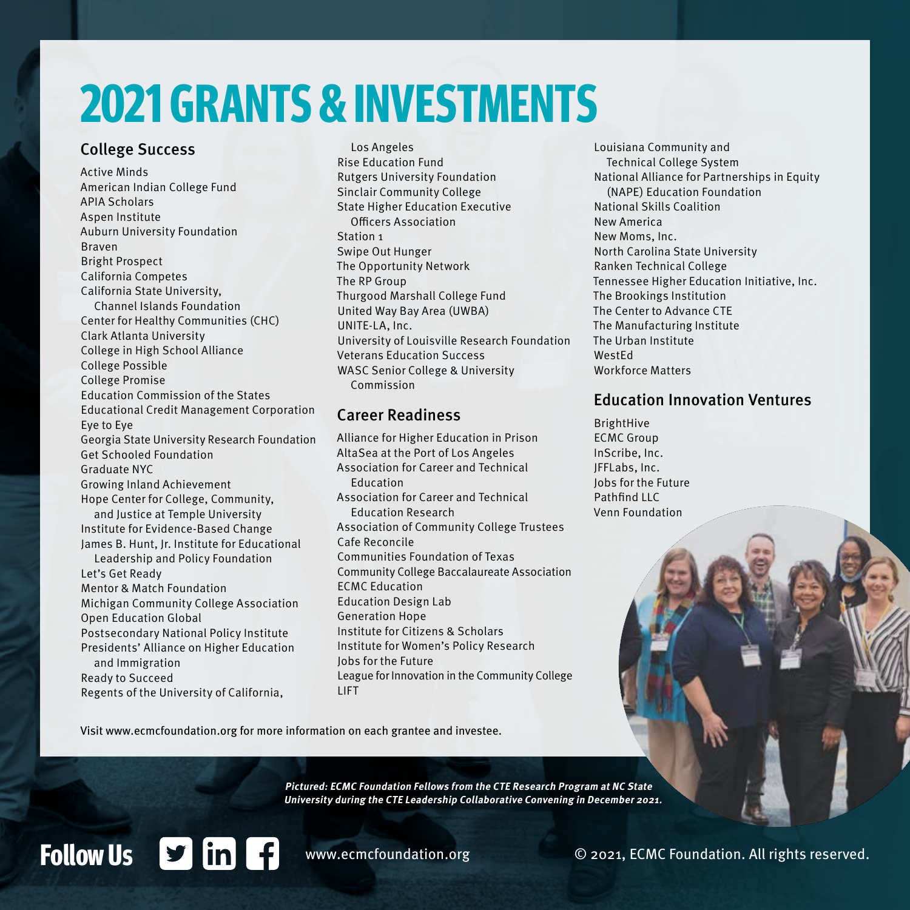# 2021 GRANTS & INVESTMENTS

## College Success

- Active Minds
- American Indian College Fund
- APIA Scholars
- Aspen Institute
- Auburn University Foundation
- Braven
- Bright Prospect
- California Competes
- California State University, Channel Islands Foundation
- Center for Healthy Communities (CHC)
- Clark Atlanta University
- College in High School Alliance
- College Possible
- College Promise
- Education Commission of the States
- Educational Credit Management Corporation
- Eye to Eye
- Georgia State University Research Foundation
- Get Schooled Foundation
- Graduate NYC
- Growing Inland Achievement
- Hope Center for College, Community, and Justice at Temple University
- Institute for Evidence-Based Change
- James B. Hunt, Jr. Institute for Educational Leadership and Policy Foundation
- Let's Get Ready
- Mentor & Match Foundation
- Michigan Community College Association
- Open Education Global
- Postsecondary National Policy Institute
- Presidents' Alliance on Higher Education and Immigration
- Ready to Succeed
- Regents of the University of California, Los Angeles
- Rise Education Fund
- Rutgers University Foundation
- Sinclair Community College
- State Higher Education Executive Officers Association
- Station 1
- Swipe Out Hunger
- The Opportunity Network
- The RP Group
- Thurgood Marshall College Fund
- United Way Bay Area (UWBA)
- UNITE-LA, Inc.
- University of Louisville Research Foundation
- Veterans Education Success
- WASC Senior College & University Commission

## Career Readiness

- Alliance for Higher Education in Prison
- AltaSea at the Port of Los Angeles
- Association for Career and Technical Education
- Association for Career and Technical Education Research
- Association of Community College Trustees
- Cafe Reconcile
- Communities Foundation of Texas
- Community College Baccalaureate Association
- ECMC Education
- Education Design Lab
- Generation Hope
- Institute for Citizens & Scholars
- Institute for Women's Policy Research
- Jobs for the Future
- League for Innovation in the Community College
- LIFT
- Louisiana Community and Technical College System
- National Alliance for Partnerships in Equity (NAPE) Education Foundation
- National Skills Coalition
- New America
- New Moms, Inc.
- North Carolina State University
- Ranken Technical College
- Tennessee Higher Education Initiative, Inc.
- The Brookings Institution
- The Center to Advance CTE
- The Manufacturing Institute
- The Urban Institute
- WestEd
- Workforce Matters

## Education Innovation Ventures

- BrightHive
- ECMC Group
- InScribe, Inc.
- JFFLabs, Inc.
- Jobs for the Future
- Pathfind LLC
- Venn Foundation

Visit www.ecmcfoundation.org for more information on each grantee and investee.

***Pictured: ECMC Foundation Fellows from the CTE Research Program at NC State University during the CTE Leadership Collaborative Convening in December 2021.***

**Follow Us**

www.ecmcfoundation.org

© 2021, ECMC Foundation. All rights reserved.